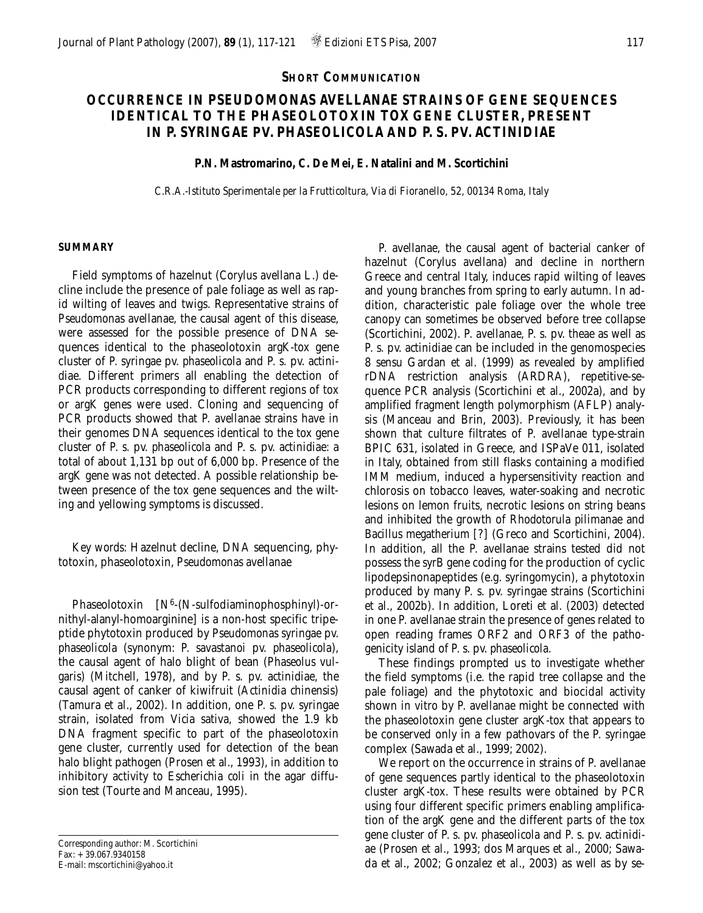**SHORT COMMUNICATION**

# OCCURRENCE IN *PSEUDOMONAS AVELLANAE* STRAINS OF GENE SEQUENCES IDENTICAL TO THE PHASEOLOTOXIN TOX GENE CLUSTER, PRESENT IN *P. SYRINGAE* PV. *PHASEOLICOLA* AND *P. S.* PV. *ACTINIDIAE*

**P.N. Mastromarino, C. De Mei, E. Natalini and M. Scortichini**

*C.R.A.-Istituto Sperimentale per la Frutticoltura, Via di Fioranello, 52, 00134 Roma, Italy*

## SUMMARY

Field symptoms of hazelnut (*Corylus avellana* L.) decline include the presence of pale foliage as well as rapid wilting of leaves and twigs. Representative strains of *Pseudomonas avellanae*, the causal agent of this disease, were assessed for the possible presence of DNA sequences identical to the phaseolotoxin argK-tox gene cluster of *P. syringae* pv. *phaseolicola* and *P. s.* pv. *actinidiae*. Different primers all enabling the detection of PCR products corresponding to different regions of tox or argK genes were used. Cloning and sequencing of PCR products showed that *P. avellanae* strains have in their genomes DNA sequences identical to the tox gene cluster of *P. s.* pv. *phaseolicola* and *P. s.* pv. *actinidiae*: a total of about 1,131 bp out of 6,000 bp. Presence of the argK gene was not detected. A possible relationship between presence of the tox gene sequences and the wilting and yellowing symptoms is discussed.

Key words: Hazelnut decline, DNA sequencing, phytotoxin, phaseolotoxin, *Pseudomonas avellanae*

Phaseolotoxin [$N^6$-(N-sulfodiaminophosphinyl)-ornithyl-alanyl-homoarginine] is a non-host specific tripeptide phytotoxin produced by *Pseudomonas syringae* pv. *phaseolicola* (synonym: *P. savastanoi* pv. *phaseolicola*), the causal agent of halo blight of bean (*Phaseolus vulgaris*) (Mitchell, 1978), and by *P. s.* pv. *actinidiae*, the causal agent of canker of kiwifruit (*Actinidia chinensis*) (Tamura *et al.*, 2002). In addition, one *P. s.* pv. *syringae* strain, isolated from *Vicia sativa*, showed the 1.9 kb DNA fragment specific to part of the phaseolotoxin gene cluster, currently used for detection of the bean halo blight pathogen (Prosen *et al.*, 1993), in addition to inhibitory activity to *Escherichia coli* in the agar diffusion test (Tourte and Manceau, 1995).

*P. avellanae*, the causal agent of bacterial canker of hazelnut (*Corylus avellana*) and decline in northern Greece and central Italy, induces rapid wilting of leaves and young branches from spring to early autumn. In addition, characteristic pale foliage over the whole tree canopy can sometimes be observed before tree collapse (Scortichini, 2002). *P. avellanae*, *P. s.* pv. *theae* as well as *P. s.* pv. *actinidiae* can be included in the genomospecies 8 *sensu* Gardan *et al.* (1999) as revealed by amplified rDNA restriction analysis (ARDRA), repetitive-sequence PCR analysis (Scortichini *et al.*, 2002a), and by amplified fragment length polymorphism (AFLP) analysis (Manceau and Brin, 2003). Previously, it has been shown that culture filtrates of *P. avellanae* type-strain BPIC 631, isolated in Greece, and ISPaVe 011, isolated in Italy, obtained from still flasks containing a modified IMM medium, induced a hypersensitivity reaction and chlorosis on tobacco leaves, water-soaking and necrotic lesions on lemon fruits, necrotic lesions on string beans and inhibited the growth of *Rhodotorula pilimanae* and *Bacillus megatherium* [?] (Greco and Scortichini, 2004). In addition, all the *P. avellanae* strains tested did not possess the *syrB* gene coding for the production of cyclic lipodepsinonapeptides (e.g. syringomycin), a phytotoxin produced by many *P. s.* pv. *syringae* strains (Scortichini *et al.*, 2002b). In addition, Loreti *et al.* (2003) detected in one *P. avellanae* strain the presence of genes related to open reading frames ORF2 and ORF3 of the pathogenicity island of *P. s.* pv. *phaseolicola*.

These findings prompted us to investigate whether the field symptoms (i.e. the rapid tree collapse and the pale foliage) and the phytotoxic and biocidal activity shown *in vitro* by *P. avellanae* might be connected with the phaseolotoxin gene cluster argK-tox that appears to be conserved only in a few pathovars of the *P. syringae* complex (Sawada *et al.*, 1999; 2002).

We report on the occurrence in strains of *P. avellanae* of gene sequences partly identical to the phaseolotoxin cluster argK-tox. These results were obtained by PCR using four different specific primers enabling amplification of the argK gene and the different parts of the tox gene cluster of *P. s.* pv. *phaseolicola* and *P. s.* pv. *actinidiae* (Prosen *et al.*, 1993; dos Marques *et al.*, 2000; Sawada *et al.*, 2002; Gonzalez *et al.*, 2003) as well as by se-

Corresponding author: M. Scortichini
Fax: +39.067.9340158
E-mail: mscortichini@yahoo.it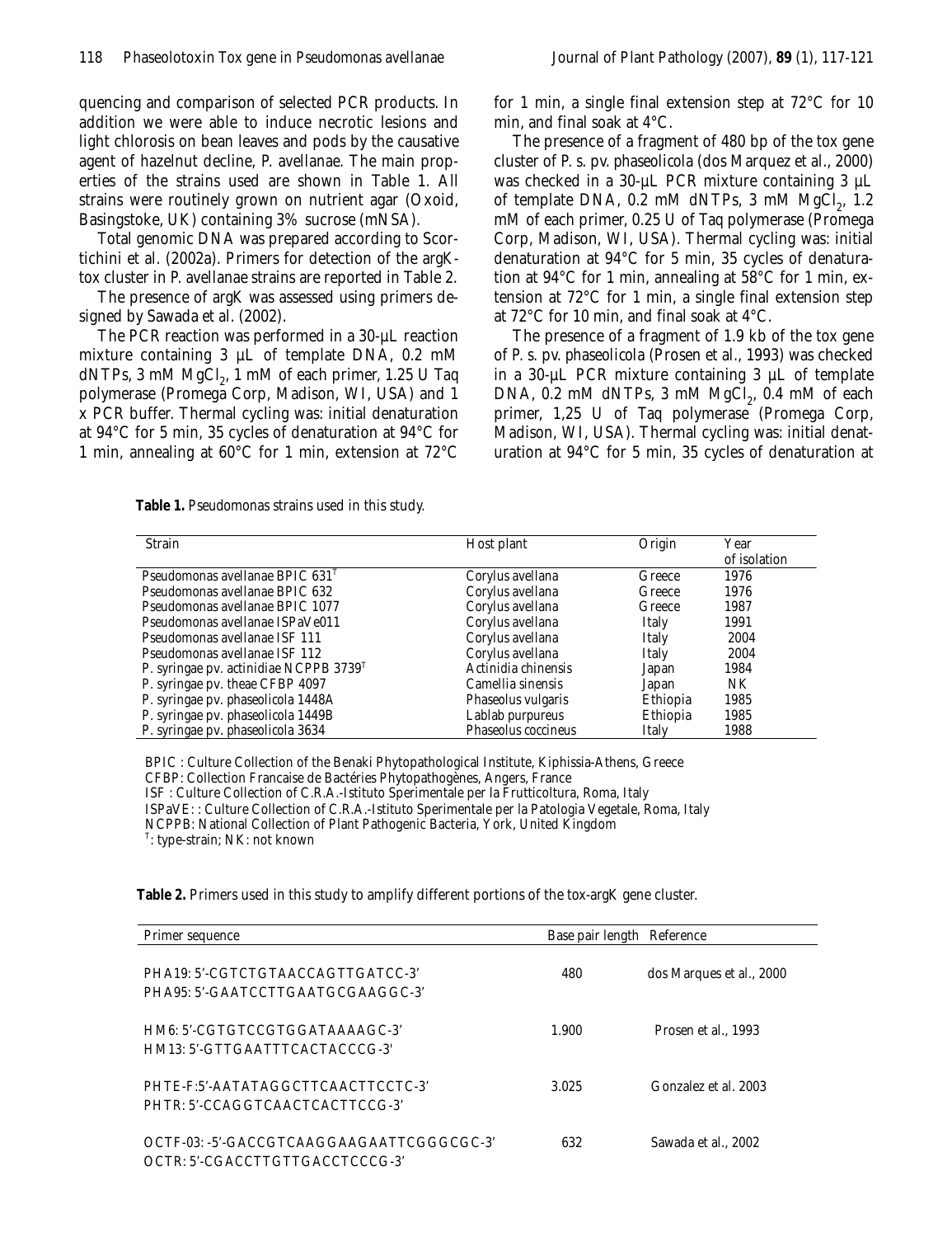quencing and comparison of selected PCR products. In addition we were able to induce necrotic lesions and light chlorosis on bean leaves and pods by the causative agent of hazelnut decline, *P. avellanae*. The main properties of the strains used are shown in Table 1. All strains were routinely grown on nutrient agar (Oxoid, Basingstoke, UK) containing 3% sucrose (mNSA).

Total genomic DNA was prepared according to Scortichini et al. (2002a). Primers for detection of the argK-tox cluster in *P. avellanae* strains are reported in Table 2.

The presence of argK was assessed using primers designed by Sawada et al. (2002).

The PCR reaction was performed in a 30-µL reaction mixture containing 3 µL of template DNA, 0.2 mM dNTPs, 3 mM $MgCl_2$, 1 mM of each primer, 1.25 U Taq polymerase (Promega Corp, Madison, WI, USA) and 1 x PCR buffer. Thermal cycling was: initial denaturation at 94°C for 5 min, 35 cycles of denaturation at 94°C for 1 min, annealing at 60°C for 1 min, extension at 72°C for 1 min, a single final extension step at 72°C for 10 min, and final soak at 4°C.

The presence of a fragment of 480 bp of the tox gene cluster of *P. s.* pv. *phaseolicola* (dos Marquez et al., 2000) was checked in a 30-µL PCR mixture containing 3 µL of template DNA, 0.2 mM dNTPs, 3 mM $MgCl_2$, 1.2 mM of each primer, 0.25 U of Taq polymerase (Promega Corp, Madison, WI, USA). Thermal cycling was: initial denaturation at 94°C for 5 min, 35 cycles of denaturation at 94°C for 1 min, annealing at 58°C for 1 min, extension at 72°C for 1 min, a single final extension step at 72°C for 10 min, and final soak at 4°C.

The presence of a fragment of 1.9 kb of the tox gene of *P. s.* pv. *phaseolicola* (Prosen et al., 1993) was checked in a 30-µL PCR mixture containing 3 µL of template DNA, 0.2 mM dNTPs, 3 mM $MgCl_2$, 0.4 mM of each primer, 1,25 U of Taq polymerase (Promega Corp, Madison, WI, USA). Thermal cycling was: initial denaturation at 94°C for 5 min, 35 cycles of denaturation at

**Table 1.** *Pseudomonas* strains used in this study.

| Strain | Host plant | Origin | Year of isolation |
|---|---|---|---|
| *Pseudomonas avellanae* BPIC 631[T] | *Corylus avellana* | Greece | 1976 |
| *Pseudomonas avellanae* BPIC 632 | *Corylus avellana* | Greece | 1976 |
| *Pseudomonas avellanae* BPIC 1077 | *Corylus avellana* | Greece | 1987 |
| *Pseudomonas avellanae* ISPaVe011 | *Corylus avellana* | Italy | 1991 |
| *Pseudomonas avellanae* ISF 111 | *Corylus avellana* | Italy | 2004 |
| *Pseudomonas avellanae* ISF 112 | *Corylus avellana* | Italy | 2004 |
| *P. syringae* pv. *actinidiae* NCPPB 3739[T] | *Actinidia chinensis* | Japan | 1984 |
| *P. syringae* pv. *theae* CFBP 4097 | *Camellia sinensis* | Japan | NK |
| *P. syringae* pv. *phaseolicola* 1448A | *Phaseolus vulgaris* | Ethiopia | 1985 |
| *P. syringae* pv. *phaseolicola* 1449B | *Lablab purpureus* | Ethiopia | 1985 |
| *P. syringae* pv. *phaseolicola* 3634 | *Phaseolus coccineus* | Italy | 1988 |

BPIC : Culture Collection of the Benaki Phytopathological Institute, Kiphissia-Athens, Greece
CFBP: Collection Francaise de Bactéries Phytopathogènes, Angers, France
ISF : Culture Collection of C.R.A.-Istituto Sperimentale per la Frutticoltura, Roma, Italy
ISPaVE: : Culture Collection of C.R.A.-Istituto Sperimentale per la Patologia Vegetale, Roma, Italy
NCPPB: National Collection of Plant Pathogenic Bacteria, York, United Kingdom
[T]: type-strain; NK: not known

**Table 2.** Primers used in this study to amplify different portions of the tox-argK gene cluster.

| Primer sequence | Base pair length | Reference |
|---|---|---|
| PHA19: 5'-CGTCTGTAACCAGTTGATCC-3'<br>PHA95: 5'-GAATCCTTGAATGCGAAGGC-3' | 480 | dos Marques et al., 2000 |
| HM6: 5'-CGTGTCCGTGGATAAAAGC-3'<br>HM13: 5'-GTTGAATTTCACTACCCG-3' | 1.900 | Prosen et al., 1993 |
| PHTE-F:5'-AATATAGGCTTCAACTTCCTC-3'<br>PHTR: 5'-CCAGGTCAACTCACTTCCG-3' | 3.025 | Gonzalez et al. 2003 |
| OCTF-03: -5'-GACCGTCAAGGAAGAATTCGGGCGC-3'<br>OCTR: 5'-CGACCTTGTTGACCTCCCG-3' | 632 | Sawada et al., 2002 |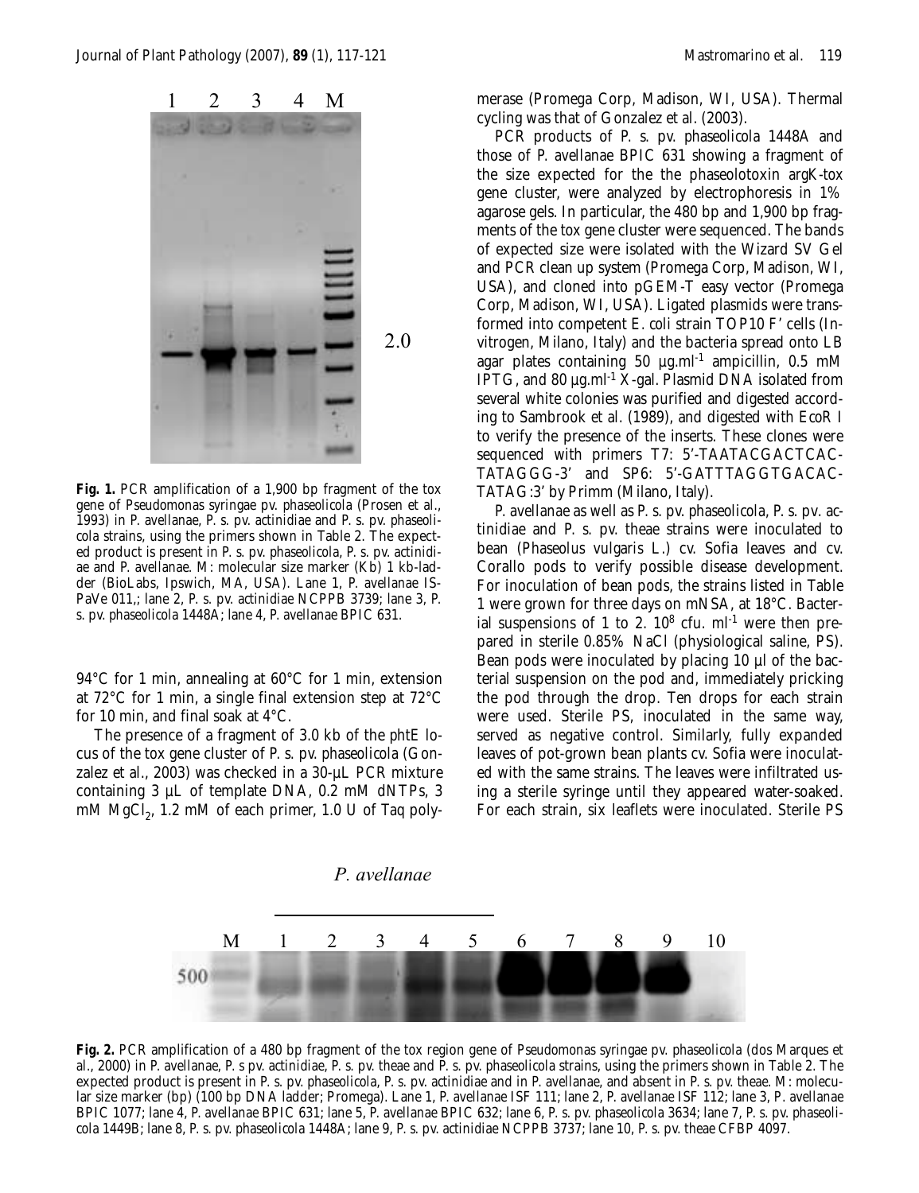**Fig. 1.** PCR amplification of a 1,900 bp fragment of the tox gene of *Pseudomonas syringae* pv. *phaseolicola* (Prosen et al., 1993) in *P. avellanae*, *P. s.* pv. *actinidiae* and *P. s.* pv. *phaseolicola* strains, using the primers shown in Table 2. The expected product is present in *P. s.* pv. *phaseolicola*, *P. s.* pv. *actinidiae* and *P. avellanae*. M: molecular size marker (Kb) 1 kb-ladder (BioLabs, Ipswich, MA, USA). Lane 1, *P. avellanae* IS-PaVe 011,; lane 2, *P. s.* pv. *actinidiae* NCPPB 3739; lane 3, *P. s.* pv. *phaseolicola* 1448A; lane 4, *P. avellanae* BPIC 631.

94°C for 1 min, annealing at 60°C for 1 min, extension at 72°C for 1 min, a single final extension step at 72°C for 10 min, and final soak at 4°C.

The presence of a fragment of 3.0 kb of the *phtE* locus of the tox gene cluster of *P. s.* pv. *phaseolicola* (Gonzalez et al., 2003) was checked in a 30-µL PCR mixture containing 3 µL of template DNA, 0.2 mM dNTPs, 3 mM $MgCl_2$, 1.2 mM of each primer, 1.0 U of Taq polymerase (Promega Corp, Madison, WI, USA). Thermal cycling was that of Gonzalez et al. (2003).

PCR products of *P. s.* pv. *phaseolicola* 1448A and those of *P. avellanae* BPIC 631 showing a fragment of the size expected for the the phaseolotoxin *argK-tox* gene cluster, were analyzed by electrophoresis in 1% agarose gels. In particular, the 480 bp and 1,900 bp fragments of the tox gene cluster were sequenced. The bands of expected size were isolated with the Wizard SV Gel and PCR clean up system (Promega Corp, Madison, WI, USA), and cloned into pGEM-T easy vector (Promega Corp, Madison, WI, USA). Ligated plasmids were transformed into competent *E. coli* strain TOP10 F' cells (Invitrogen, Milano, Italy) and the bacteria spread onto LB agar plates containing 50 µg.ml$^{-1}$ ampicillin, 0.5 mM IPTG, and 80 µg.ml$^{-1}$ X-gal. Plasmid DNA isolated from several white colonies was purified and digested according to Sambrook et al. (1989), and digested with *Eco*R I to verify the presence of the inserts. These clones were sequenced with primers T7: 5'-TAATACGACTCACTATAGGG-3' and SP6: 5'-GATTTAGGTGACACTATAG:3' by Primm (Milano, Italy).

*P. avellanae* as well as *P. s.* pv. *phaseolicola*, *P. s.* pv. *actinidiae* and *P. s.* pv. *theae* strains were inoculated to bean (*Phaseolus vulgaris* L.) cv. Sofia leaves and cv. Corallo pods to verify possible disease development. For inoculation of bean pods, the strains listed in Table 1 were grown for three days on mNSA, at 18°C. Bacterial suspensions of 1 to 2. $10^8$ cfu. ml$^{-1}$ were then prepared in sterile 0.85% NaCl (physiological saline, PS). Bean pods were inoculated by placing 10 µl of the bacterial suspension on the pod and, immediately pricking the pod through the drop. Ten drops for each strain were used. Sterile PS, inoculated in the same way, served as negative control. Similarly, fully expanded leaves of pot-grown bean plants cv. Sofia were inoculated with the same strains. The leaves were infiltrated using a sterile syringe until they appeared water-soaked. For each strain, six leaflets were inoculated. Sterile PS

**Fig. 2.** PCR amplification of a 480 bp fragment of the tox region gene of *Pseudomonas syringae* pv. *phaseolicola* (dos Marques et al., 2000) in *P. avellanae*, *P. s* pv. *actinidiae*, *P. s.* pv. *theae* and *P. s.* pv. *phaseolicola* strains, using the primers shown in Table 2. The expected product is present in *P. s.* pv. *phaseolicola*, *P. s.* pv. *actinidiae* and in *P. avellanae*, and absent in *P. s.* pv. *theae*. M: molecular size marker (bp) (100 bp DNA ladder; Promega). Lane 1, *P. avellanae* ISF 111; lane 2, *P. avellanae* ISF 112; lane 3, *P. avellanae* BPIC 1077; lane 4, *P. avellanae* BPIC 631; lane 5, *P. avellanae* BPIC 632; lane 6, *P. s.* pv. *phaseolicola* 3634; lane 7, *P. s.* pv. *phaseolicola* 1449B; lane 8, *P. s.* pv. *phaseolicola* 1448A; lane 9, *P. s.* pv. *actinidiae* NCPPB 3737; lane 10, *P. s.* pv. *theae* CFBP 4097.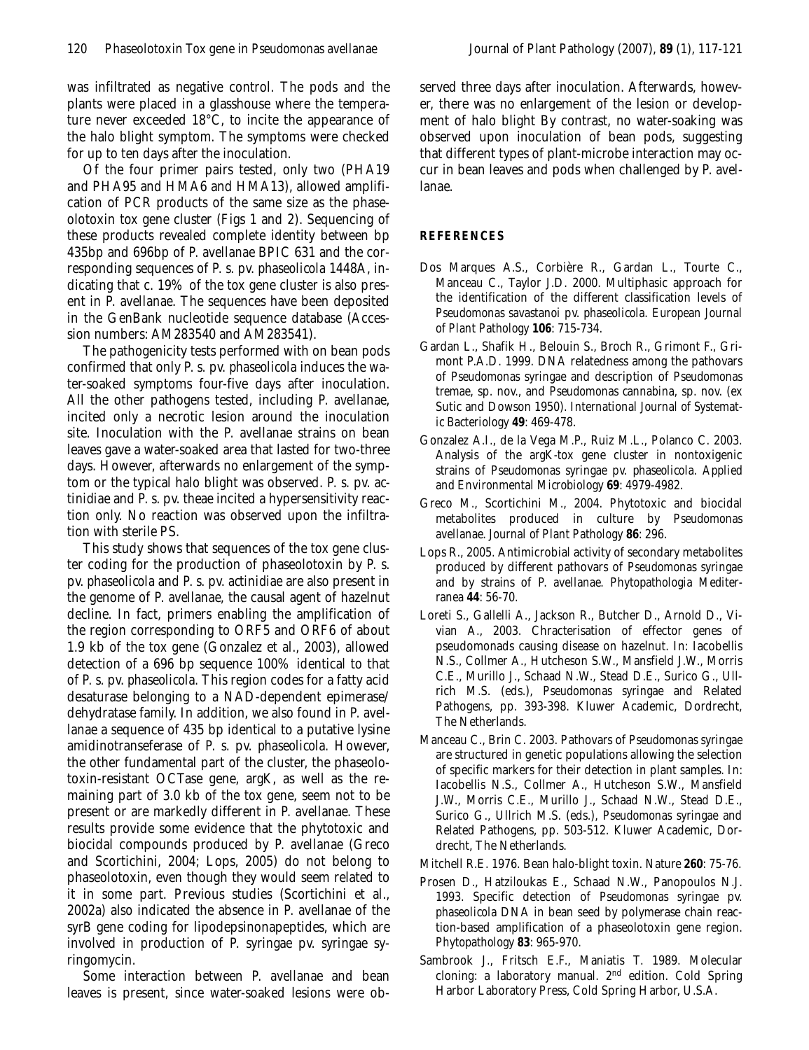was infiltrated as negative control. The pods and the plants were placed in a glasshouse where the temperature never exceeded 18°C, to incite the appearance of the halo blight symptom. The symptoms were checked for up to ten days after the inoculation.

Of the four primer pairs tested, only two (PHA19 and PHA95 and HMA6 and HMA13), allowed amplification of PCR products of the same size as the phaseolotoxin tox gene cluster (Figs 1 and 2). Sequencing of these products revealed complete identity between bp 435bp and 696bp of *P. avellanae* BPIC 631 and the corresponding sequences of *P. s.* pv. *phaseolicola* 1448A, indicating that c. 19% of the tox gene cluster is also present in *P. avellanae*. The sequences have been deposited in the GenBank nucleotide sequence database (Accession numbers: AM283540 and AM283541).

The pathogenicity tests performed with on bean pods confirmed that only *P. s.* pv. *phaseolicola* induces the water-soaked symptoms four-five days after inoculation. All the other pathogens tested, including *P. avellanae*, incited only a necrotic lesion around the inoculation site. Inoculation with the *P. avellanae* strains on bean leaves gave a water-soaked area that lasted for two-three days. However, afterwards no enlargement of the symptom or the typical halo blight was observed. *P. s.* pv. *actinidiae* and *P. s.* pv. *theae* incited a hypersensitivity reaction only. No reaction was observed upon the infiltration with sterile PS.

This study shows that sequences of the tox gene cluster coding for the production of phaseolotoxin by *P. s.* pv. *phaseolicola* and *P. s.* pv. *actinidiae* are also present in the genome of *P. avellanae*, the causal agent of hazelnut decline. In fact, primers enabling the amplification of the region corresponding to ORF5 and ORF6 of about 1.9 kb of the tox gene (Gonzalez *et al.*, 2003), allowed detection of a 696 bp sequence 100% identical to that of *P. s.* pv. *phaseolicola*. This region codes for a fatty acid desaturase belonging to a NAD-dependent epimerase/dehydratase family. In addition, we also found in *P. avellanae* a sequence of 435 bp identical to a putative lysine amidinotranseferase of *P. s.* pv. *phaseolicola*. However, the other fundamental part of the cluster, the phaseolotoxin-resistant OCTase gene, *argK*, as well as the remaining part of 3.0 kb of the tox gene, seem not to be present or are markedly different in *P. avellanae*. These results provide some evidence that the phytotoxic and biocidal compounds produced by *P. avellanae* (Greco and Scortichini, 2004; Lops, 2005) do not belong to phaseolotoxin, even though they would seem related to it in some part. Previous studies (Scortichini *et al.*, 2002a) also indicated the absence in *P. avellanae* of the *syrB* gene coding for lipodepsinonapeptides, which are involved in production of *P. syringae* pv. *syringae* syringomycin.

Some interaction between *P. avellanae* and bean leaves is present, since water-soaked lesions were observed three days after inoculation. Afterwards, however, there was no enlargement of the lesion or development of halo blight By contrast, no water-soaking was observed upon inoculation of bean pods, suggesting that different types of plant-microbe interaction may occur in bean leaves and pods when challenged by *P. avellanae*.

## REFERENCES

Dos Marques A.S., Corbière R., Gardan L., Tourte C., Manceau C., Taylor J.D. 2000. Multiphasic approach for the identification of the different classification levels of *Pseudomonas savastanoi* pv. *phaseolicola*. *European Journal of Plant Pathology* **106**: 715-734.

Gardan L., Shafik H., Belouin S., Broch R., Grimont F., Grimont P.A.D. 1999. DNA relatedness among the pathovars of *Pseudomonas syringae* and description of *Pseudomonas tremae*, sp. nov., and *Pseudomonas cannabina*, sp. nov. (ex Sutic and Dowson 1950). *International Journal of Systematic Bacteriology* **49**: 469-478.

Gonzalez A.I., de la Vega M.P., Ruiz M.L., Polanco C. 2003. Analysis of the *argK-tox* gene cluster in nontoxigenic strains of *Pseudomonas syringae* pv. *phaseolicola*. *Applied and Environmental Microbiology* **69**: 4979-4982.

Greco M., Scortichini M., 2004. Phytotoxic and biocidal metabolites produced in culture by *Pseudomonas avellanae*. *Journal of Plant Pathology* **86**: 296.

Lops R., 2005. Antimicrobial activity of secondary metabolites produced by different pathovars of *Pseudomonas syringae* and by strains of *P. avellanae*. *Phytopathologia Mediterranea* **44**: 56-70.

Loreti S., Gallelli A., Jackson R., Butcher D., Arnold D., Vivian A., 2003. Chracterisation of effector genes of pseudomonads causing disease on hazelnut. In: Iacobellis N.S., Collmer A., Hutcheson S.W., Mansfield J.W., Morris C.E., Murillo J., Schaad N.W., Stead D.E., Surico G., Ullrich M.S. (eds.), *Pseudomonas syringae and Related Pathogens*, pp. 393-398. Kluwer Academic, Dordrecht, The Netherlands.

Manceau C., Brin C. 2003. Pathovars of *Pseudomonas syringae* are structured in genetic populations allowing the selection of specific markers for their detection in plant samples. In: Iacobellis N.S., Collmer A., Hutcheson S.W., Mansfield J.W., Morris C.E., Murillo J., Schaad N.W., Stead D.E., Surico G., Ullrich M.S. (eds.), *Pseudomonas syringae and Related Pathogens*, pp. 503-512. Kluwer Academic, Dordrecht, The Netherlands.

Mitchell R.E. 1976. Bean halo-blight toxin. *Nature* **260**: 75-76.

Prosen D., Hatziloukas E., Schaad N.W., Panopoulos N.J. 1993. Specific detection of *Pseudomonas syringae* pv. *phaseolicola* DNA in bean seed by polymerase chain reaction-based amplification of a phaseolotoxin gene region. *Phytopathology* **83**: 965-970.

Sambrook J., Fritsch E.F., Maniatis T. 1989. Molecular cloning: a laboratory manual. 2nd edition. Cold Spring Harbor Laboratory Press, Cold Spring Harbor, U.S.A.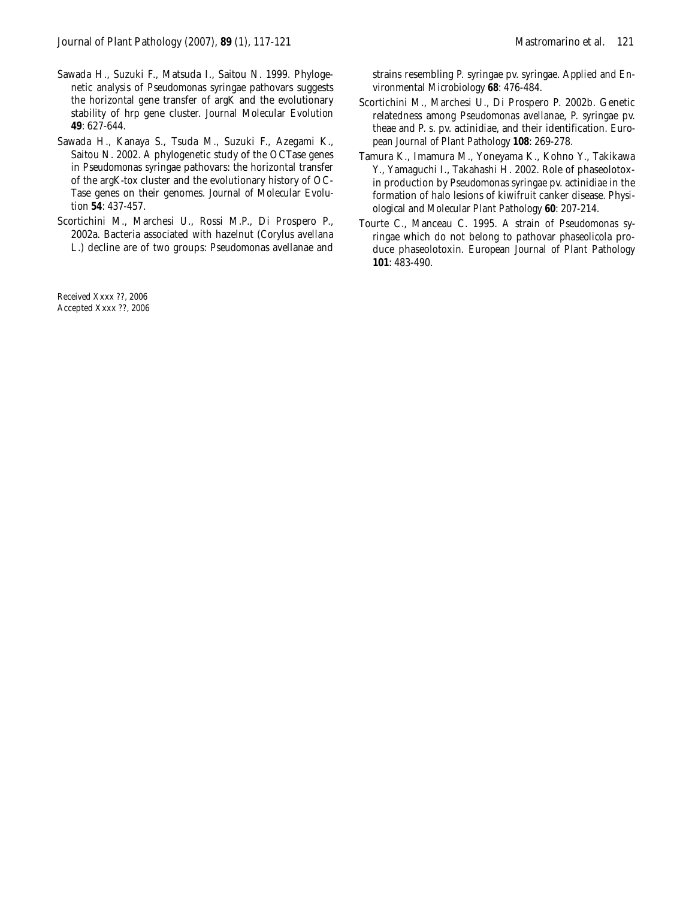Sawada H., Suzuki F., Matsuda I., Saitou N. 1999. Phylogenetic analysis of *Pseudomonas syringae* pathovars suggests the horizontal gene transfer of *argK* and the evolutionary stability of *hrp* gene cluster. Journal Molecular Evolution **49**: 627-644.

Sawada H., Kanaya S., Tsuda M., Suzuki F., Azegami K., Saitou N. 2002. A phylogenetic study of the OCTase genes in *Pseudomonas syringae* pathovars: the horizontal transfer of the *argK-tox* cluster and the evolutionary history of OCTase genes on their genomes. Journal of Molecular Evolution **54**: 437-457.

Scortichini M., Marchesi U., Rossi M.P., Di Prospero P., 2002a. Bacteria associated with hazelnut (*Corylus avellana* L.) decline are of two groups: *Pseudomonas avellanae* and strains resembling *P. syringae* pv. *syringae*. Applied and Environmental Microbiology **68**: 476-484.

Scortichini M., Marchesi U., Di Prospero P. 2002b. Genetic relatedness among *Pseudomonas avellanae*, *P. syringae* pv. *theae* and *P. s.* pv. *actinidiae*, and their identification. European Journal of Plant Pathology **108**: 269-278.

Tamura K., Imamura M., Yoneyama K., Kohno Y., Takikawa Y., Yamaguchi I., Takahashi H. 2002. Role of phaseolotoxin production by *Pseudomonas syringae* pv. *actinidiae* in the formation of halo lesions of kiwifruit canker disease. Physiological and Molecular Plant Pathology **60**: 207-214.

Tourte C., Manceau C. 1995. A strain of *Pseudomonas syringae* which do not belong to pathovar *phaseolicola* produce phaseolotoxin. European Journal of Plant Pathology **101**: 483-490.

*Received Xxxx ??, 2006*
*Accepted Xxxx ??, 2006*